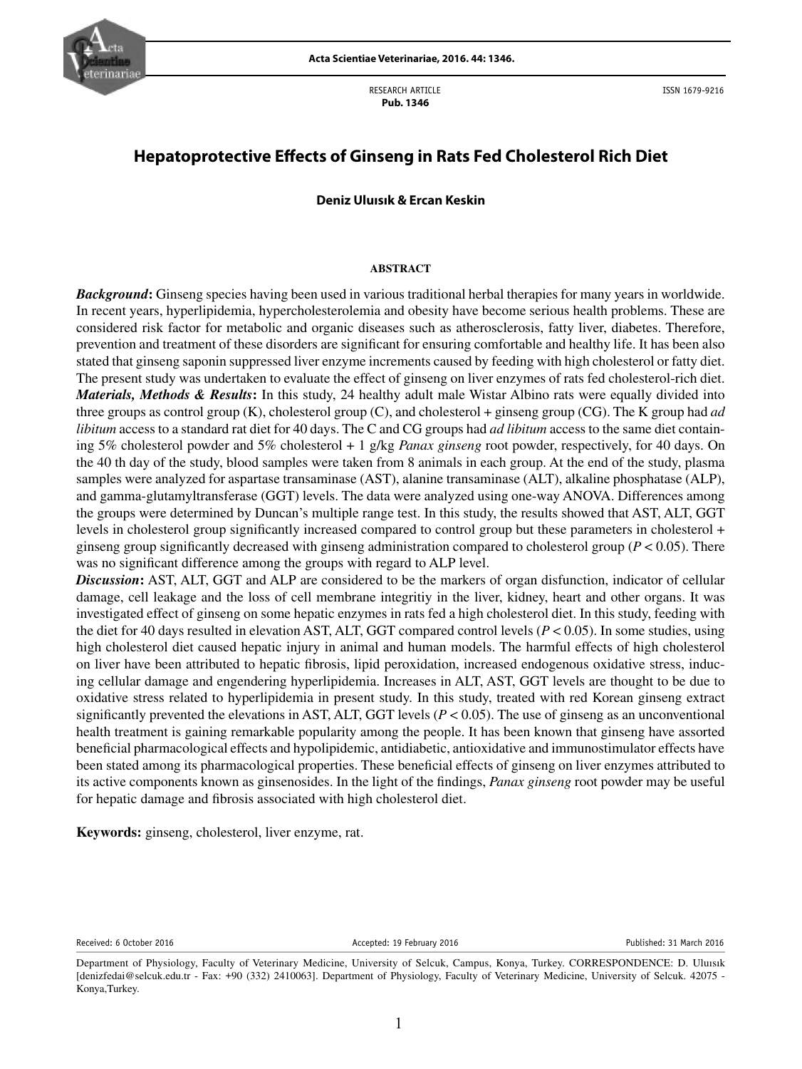RESEARCH ARTICLE
**Pub. 1346**

ISSN 1679-9216

# Hepatoprotective Effects of Ginseng in Rats Fed Cholesterol Rich Diet

**Deniz Uluısık & Ercan Keskin**

## ABSTRACT

***Background*:** Ginseng species having been used in various traditional herbal therapies for many years in worldwide. In recent years, hyperlipidemia, hypercholesterolemia and obesity have become serious health problems. These are considered risk factor for metabolic and organic diseases such as atherosclerosis, fatty liver, diabetes. Therefore, prevention and treatment of these disorders are significant for ensuring comfortable and healthy life. It has been also stated that ginseng saponin suppressed liver enzyme increments caused by feeding with high cholesterol or fatty diet. The present study was undertaken to evaluate the effect of ginseng on liver enzymes of rats fed cholesterol-rich diet.

***Materials, Methods & Results*:** In this study, 24 healthy adult male Wistar Albino rats were equally divided into three groups as control group (K), cholesterol group (C), and cholesterol + ginseng group (CG). The K group had *ad libitum* access to a standard rat diet for 40 days. The C and CG groups had *ad libitum* access to the same diet containing 5% cholesterol powder and 5% cholesterol + 1 g/kg *Panax ginseng* root powder, respectively, for 40 days. On the 40 th day of the study, blood samples were taken from 8 animals in each group. At the end of the study, plasma samples were analyzed for aspartase transaminase (AST), alanine transaminase (ALT), alkaline phosphatase (ALP), and gamma-glutamyltransferase (GGT) levels. The data were analyzed using one-way ANOVA. Differences among the groups were determined by Duncan's multiple range test. In this study, the results showed that AST, ALT, GGT levels in cholesterol group significantly increased compared to control group but these parameters in cholesterol + ginseng group significantly decreased with ginseng administration compared to cholesterol group ($P < 0.05$). There was no significant difference among the groups with regard to ALP level.

***Discussion*:** AST, ALT, GGT and ALP are considered to be the markers of organ disfunction, indicator of cellular damage, cell leakage and the loss of cell membrane integritiy in the liver, kidney, heart and other organs. It was investigated effect of ginseng on some hepatic enzymes in rats fed a high cholesterol diet. In this study, feeding with the diet for 40 days resulted in elevation AST, ALT, GGT compared control levels ($P < 0.05$). In some studies, using high cholesterol diet caused hepatic injury in animal and human models. The harmful effects of high cholesterol on liver have been attributed to hepatic fibrosis, lipid peroxidation, increased endogenous oxidative stress, inducing cellular damage and engendering hyperlipidemia. Increases in ALT, AST, GGT levels are thought to be due to oxidative stress related to hyperlipidemia in present study. In this study, treated with red Korean ginseng extract significantly prevented the elevations in AST, ALT, GGT levels ($P < 0.05$). The use of ginseng as an unconventional health treatment is gaining remarkable popularity among the people. It has been known that ginseng have assorted beneficial pharmacological effects and hypolipidemic, antidiabetic, antioxidative and immunostimulator effects have been stated among its pharmacological properties. These beneficial effects of ginseng on liver enzymes attributed to its active components known as ginsenosides. In the light of the findings, *Panax ginseng* root powder may be useful for hepatic damage and fibrosis associated with high cholesterol diet.

**Keywords:** ginseng, cholesterol, liver enzyme, rat.

Received: 6 October 2016 | Accepted: 19 February 2016 | Published: 31 March 2016

Department of Physiology, Faculty of Veterinary Medicine, University of Selcuk, Campus, Konya, Turkey. CORRESPONDENCE: D. Uluısık [denizfedai@selcuk.edu.tr - Fax: +90 (332) 2410063]. Department of Physiology, Faculty of Veterinary Medicine, University of Selcuk. 42075 - Konya,Turkey.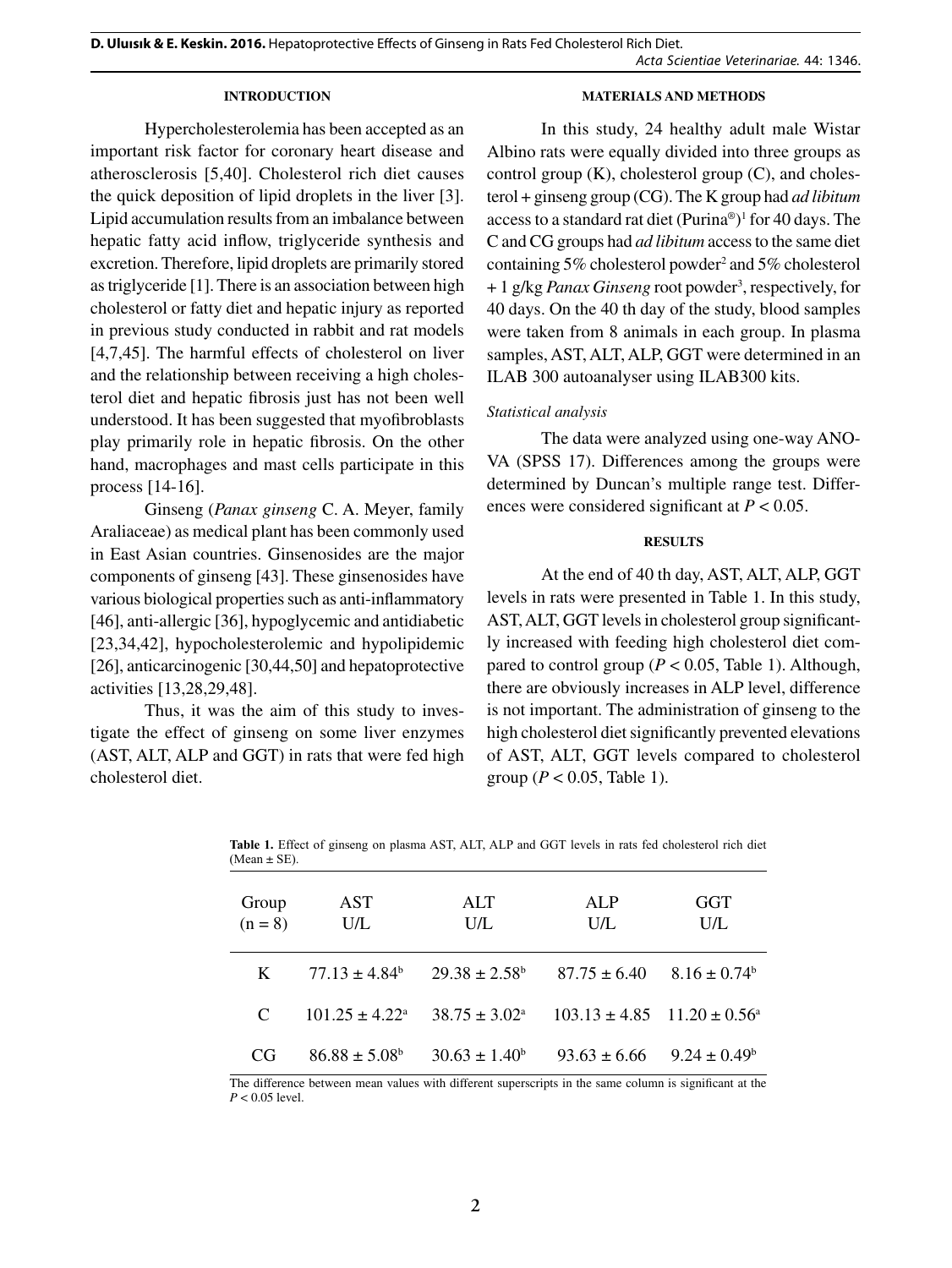## INTRODUCTION

Hypercholesterolemia has been accepted as an important risk factor for coronary heart disease and atherosclerosis [5,40]. Cholesterol rich diet causes the quick deposition of lipid droplets in the liver [3]. Lipid accumulation results from an imbalance between hepatic fatty acid inflow, triglyceride synthesis and excretion. Therefore, lipid droplets are primarily stored as triglyceride [1]. There is an association between high cholesterol or fatty diet and hepatic injury as reported in previous study conducted in rabbit and rat models [4,7,45]. The harmful effects of cholesterol on liver and the relationship between receiving a high cholesterol diet and hepatic fibrosis just has not been well understood. It has been suggested that myofibroblasts play primarily role in hepatic fibrosis. On the other hand, macrophages and mast cells participate in this process [14-16].

Ginseng (*Panax ginseng* C. A. Meyer, family Araliaceae) as medical plant has been commonly used in East Asian countries. Ginsenosides are the major components of ginseng [43]. These ginsenosides have various biological properties such as anti-inflammatory [46], anti-allergic [36], hypoglycemic and antidiabetic [23,34,42], hypocholesterolemic and hypolipidemic [26], anticarcinogenic [30,44,50] and hepatoprotective activities [13,28,29,48].

Thus, it was the aim of this study to investigate the effect of ginseng on some liver enzymes (AST, ALT, ALP and GGT) in rats that were fed high cholesterol diet.

## MATERIALS AND METHODS

In this study, 24 healthy adult male Wistar Albino rats were equally divided into three groups as control group (K), cholesterol group (C), and cholesterol + ginseng group (CG). The K group had *ad libitum* access to a standard rat diet (Purina®)[1] for 40 days. The C and CG groups had *ad libitum* access to the same diet containing 5% cholesterol powder[2] and 5% cholesterol + 1 g/kg *Panax Ginseng* root powder[3], respectively, for 40 days. On the 40 th day of the study, blood samples were taken from 8 animals in each group. In plasma samples, AST, ALT, ALP, GGT were determined in an ILAB 300 autoanalyser using ILAB300 kits.

### *Statistical analysis*

The data were analyzed using one-way ANOVA (SPSS 17). Differences among the groups were determined by Duncan's multiple range test. Differences were considered significant at $P < 0.05$.

## RESULTS

At the end of 40 th day, AST, ALT, ALP, GGT levels in rats were presented in Table 1. In this study, AST, ALT, GGT levels in cholesterol group significantly increased with feeding high cholesterol diet compared to control group ($P < 0.05$, Table 1). Although, there are obviously increases in ALP level, difference is not important. The administration of ginseng to the high cholesterol diet significantly prevented elevations of AST, ALT, GGT levels compared to cholesterol group ($P < 0.05$, Table 1).

**Table 1.** Effect of ginseng on plasma AST, ALT, ALP and GGT levels in rats fed cholesterol rich diet (Mean ± SE).

| Group (n = 8) | AST U/L | ALT U/L | ALP U/L | GGT U/L |
|---|---|---|---|---|
| K | $77.13 \pm 4.84^b$ | $29.38 \pm 2.58^b$ | $87.75 \pm 6.40$ | $8.16 \pm 0.74^b$ |
| C | $101.25 \pm 4.22^a$ | $38.75 \pm 3.02^a$ | $103.13 \pm 4.85$ | $11.20 \pm 0.56^a$ |
| CG | $86.88 \pm 5.08^b$ | $30.63 \pm 1.40^b$ | $93.63 \pm 6.66$ | $9.24 \pm 0.49^b$ |

The difference between mean values with different superscripts in the same column is significant at the $P < 0.05$ level.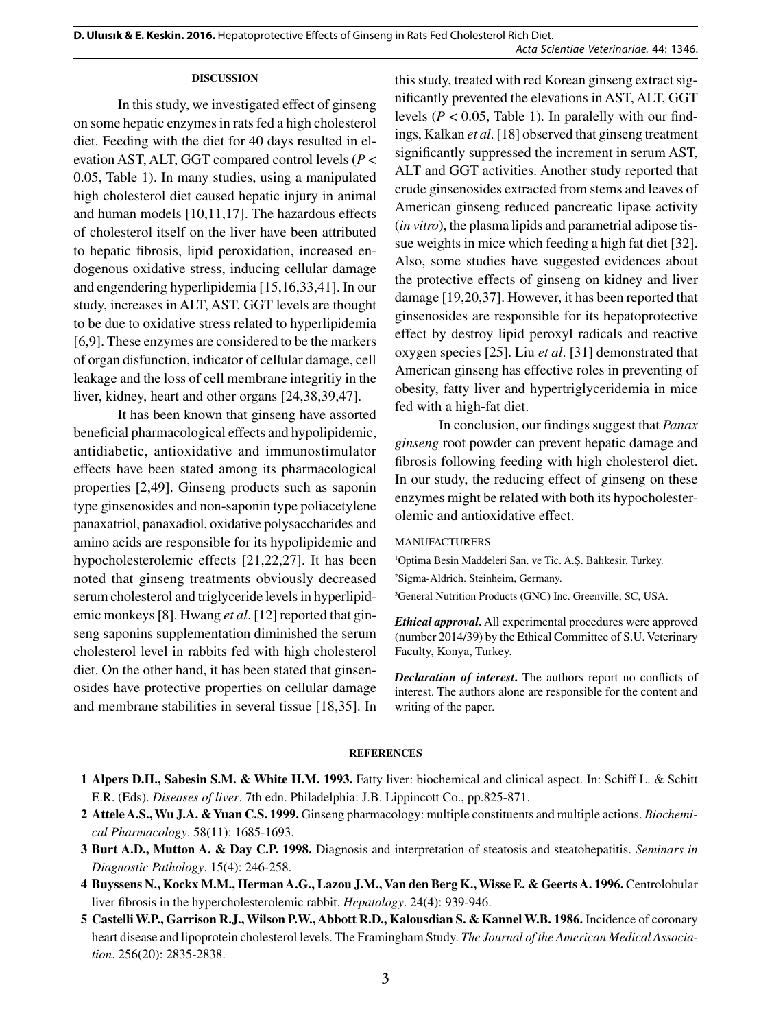## DISCUSSION

In this study, we investigated effect of ginseng on some hepatic enzymes in rats fed a high cholesterol diet. Feeding with the diet for 40 days resulted in elevation AST, ALT, GGT compared control levels ($P < 0.05$, Table 1). In many studies, using a manipulated high cholesterol diet caused hepatic injury in animal and human models [10,11,17]. The hazardous effects of cholesterol itself on the liver have been attributed to hepatic fibrosis, lipid peroxidation, increased endogenous oxidative stress, inducing cellular damage and engendering hyperlipidemia [15,16,33,41]. In our study, increases in ALT, AST, GGT levels are thought to be due to oxidative stress related to hyperlipidemia [6,9]. These enzymes are considered to be the markers of organ disfunction, indicator of cellular damage, cell leakage and the loss of cell membrane integritiy in the liver, kidney, heart and other organs [24,38,39,47].

It has been known that ginseng have assorted beneficial pharmacological effects and hypolipidemic, antidiabetic, antioxidative and immunostimulator effects have been stated among its pharmacological properties [2,49]. Ginseng products such as saponin type ginsenosides and non-saponin type poliacetylene panaxatriol, panaxadiol, oxidative polysaccharides and amino acids are responsible for its hypolipidemic and hypocholesterolemic effects [21,22,27]. It has been noted that ginseng treatments obviously decreased serum cholesterol and triglyceride levels in hyperlipidemic monkeys [8]. Hwang *et al*. [12] reported that ginseng saponins supplementation diminished the serum cholesterol level in rabbits fed with high cholesterol diet. On the other hand, it has been stated that ginsenosides have protective properties on cellular damage and membrane stabilities in several tissue [18,35]. In this study, treated with red Korean ginseng extract significantly prevented the elevations in AST, ALT, GGT levels ($P < 0.05$, Table 1). In paralelly with our findings, Kalkan *et al*. [18] observed that ginseng treatment significantly suppressed the increment in serum AST, ALT and GGT activities. Another study reported that crude ginsenosides extracted from stems and leaves of American ginseng reduced pancreatic lipase activity (*in vitro*), the plasma lipids and parametrial adipose tissue weights in mice which feeding a high fat diet [32]. Also, some studies have suggested evidences about the protective effects of ginseng on kidney and liver damage [19,20,37]. However, it has been reported that ginsenosides are responsible for its hepatoprotective effect by destroy lipid peroxyl radicals and reactive oxygen species [25]. Liu *et al*. [31] demonstrated that American ginseng has effective roles in preventing of obesity, fatty liver and hypertriglyceridemia in mice fed with a high-fat diet.

In conclusion, our findings suggest that *Panax ginseng* root powder can prevent hepatic damage and fibrosis following feeding with high cholesterol diet. In our study, the reducing effect of ginseng on these enzymes might be related with both its hypocholesterolemic and antioxidative effect.

MANUFACTURERS

[1]Optima Besin Maddeleri San. ve Tic. A.Ş. Balıkesir, Turkey.

[2]Sigma-Aldrich. Steinheim, Germany.

[3]General Nutrition Products (GNC) Inc. Greenville, SC, USA.

***Ethical approval*.** All experimental procedures were approved (number 2014/39) by the Ethical Committee of S.U. Veterinary Faculty, Konya, Turkey.

***Declaration of interest*.** The authors report no conflicts of interest. The authors alone are responsible for the content and writing of the paper.

## REFERENCES

1 **Alpers D.H., Sabesin S.M. & White H.M. 1993.** Fatty liver: biochemical and clinical aspect. In: Schiff L. & Schitt E.R. (Eds). *Diseases of liver*. 7th edn. Philadelphia: J.B. Lippincott Co., pp.825-871.

2 **Attele A.S., Wu J.A. & Yuan C.S. 1999.** Ginseng pharmacology: multiple constituents and multiple actions. *Biochemical Pharmacology*. 58(11): 1685-1693.

3 **Burt A.D., Mutton A. & Day C.P. 1998.** Diagnosis and interpretation of steatosis and steatohepatitis. *Seminars in Diagnostic Pathology*. 15(4): 246-258.

4 **Buyssens N., Kockx M.M., Herman A.G., Lazou J.M., Van den Berg K., Wisse E. & Geerts A. 1996.** Centrolobular liver fibrosis in the hypercholesterolemic rabbit. *Hepatology*. 24(4): 939-946.

5 **Castelli W.P., Garrison R.J., Wilson P.W., Abbott R.D., Kalousdian S. & Kannel W.B. 1986.** Incidence of coronary heart disease and lipoprotein cholesterol levels. The Framingham Study. *The Journal of the American Medical Association*. 256(20): 2835-2838.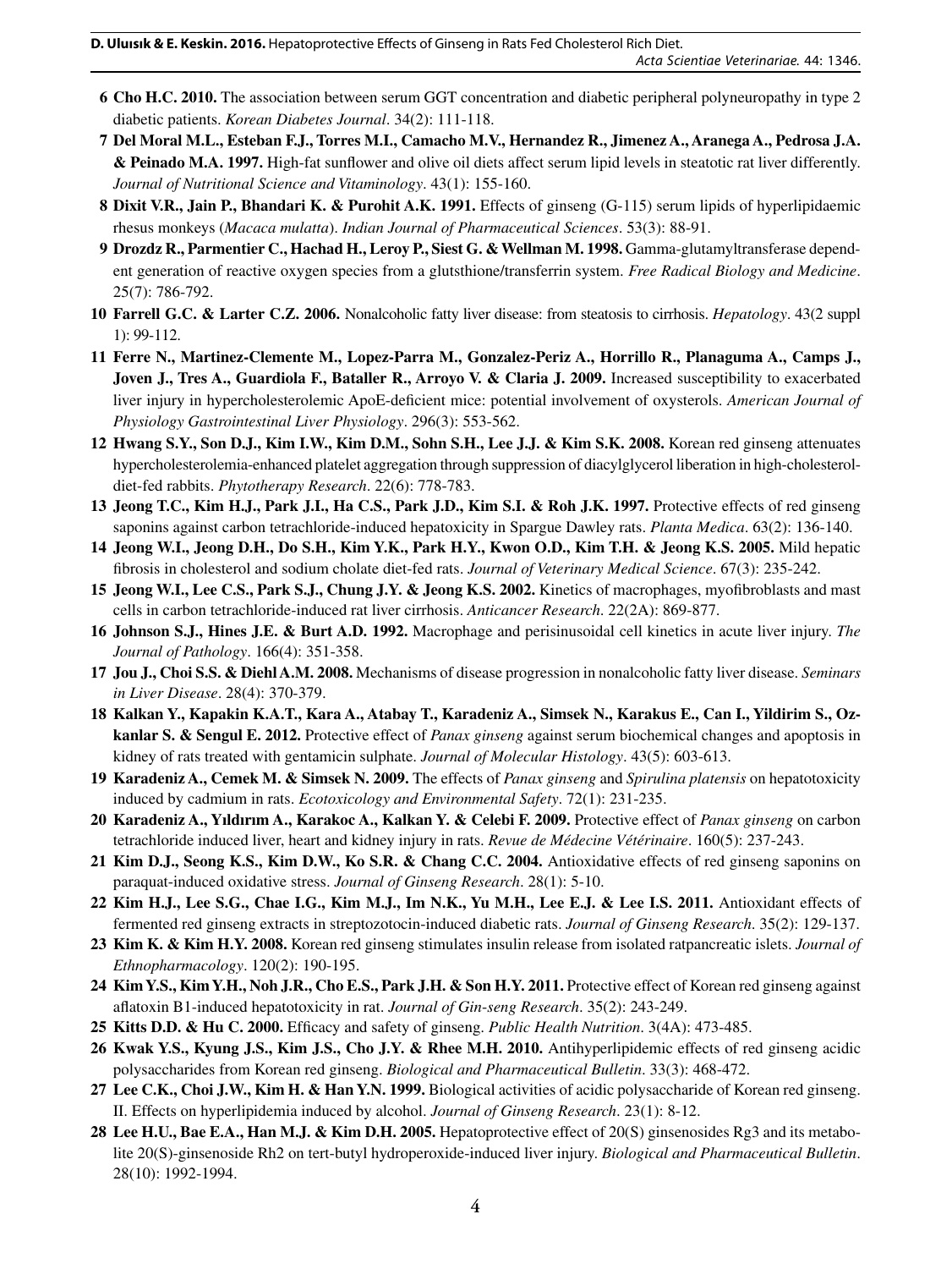6 **Cho H.C. 2010.** The association between serum GGT concentration and diabetic peripheral polyneuropathy in type 2 diabetic patients. *Korean Diabetes Journal*. 34(2): 111-118.

7 **Del Moral M.L., Esteban F.J., Torres M.I., Camacho M.V., Hernandez R., Jimenez A., Aranega A., Pedrosa J.A. & Peinado M.A. 1997.** High-fat sunflower and olive oil diets affect serum lipid levels in steatotic rat liver differently. *Journal of Nutritional Science and Vitaminology*. 43(1): 155-160.

8 **Dixit V.R., Jain P., Bhandari K. & Purohit A.K. 1991.** Effects of ginseng (G-115) serum lipids of hyperlipidaemic rhesus monkeys (*Macaca mulatta*). *Indian Journal of Pharmaceutical Sciences*. 53(3): 88-91.

9 **Drozdz R., Parmentier C., Hachad H., Leroy P., Siest G. & Wellman M. 1998.** Gamma-glutamyltransferase dependent generation of reactive oxygen species from a glutsthione/transferrin system. *Free Radical Biology and Medicine*. 25(7): 786-792.

10 **Farrell G.C. & Larter C.Z. 2006.** Nonalcoholic fatty liver disease: from steatosis to cirrhosis. *Hepatology*. 43(2 suppl 1): 99-112.

11 **Ferre N., Martinez-Clemente M., Lopez-Parra M., Gonzalez-Periz A., Horrillo R., Planaguma A., Camps J., Joven J., Tres A., Guardiola F., Bataller R., Arroyo V. & Claria J. 2009.** Increased susceptibility to exacerbated liver injury in hypercholesterolemic ApoE-deficient mice: potential involvement of oxysterols. *American Journal of Physiology Gastrointestinal Liver Physiology*. 296(3): 553-562.

12 **Hwang S.Y., Son D.J., Kim I.W., Kim D.M., Sohn S.H., Lee J.J. & Kim S.K. 2008.** Korean red ginseng attenuates hypercholesterolemia-enhanced platelet aggregation through suppression of diacylglycerol liberation in high-cholesterol-diet-fed rabbits. *Phytotherapy Research*. 22(6): 778-783.

13 **Jeong T.C., Kim H.J., Park J.I., Ha C.S., Park J.D., Kim S.I. & Roh J.K. 1997.** Protective effects of red ginseng saponins against carbon tetrachloride-induced hepatoxicity in Spargue Dawley rats. *Planta Medica*. 63(2): 136-140.

14 **Jeong W.I., Jeong D.H., Do S.H., Kim Y.K., Park H.Y., Kwon O.D., Kim T.H. & Jeong K.S. 2005.** Mild hepatic fibrosis in cholesterol and sodium cholate diet-fed rats. *Journal of Veterinary Medical Science*. 67(3): 235-242.

15 **Jeong W.I., Lee C.S., Park S.J., Chung J.Y. & Jeong K.S. 2002.** Kinetics of macrophages, myofibroblasts and mast cells in carbon tetrachloride-induced rat liver cirrhosis. *Anticancer Research*. 22(2A): 869-877.

16 **Johnson S.J., Hines J.E. & Burt A.D. 1992.** Macrophage and perisinusoidal cell kinetics in acute liver injury. *The Journal of Pathology*. 166(4): 351-358.

17 **Jou J., Choi S.S. & Diehl A.M. 2008.** Mechanisms of disease progression in nonalcoholic fatty liver disease. *Seminars in Liver Disease*. 28(4): 370-379.

18 **Kalkan Y., Kapakin K.A.T., Kara A., Atabay T., Karadeniz A., Simsek N., Karakus E., Can I., Yildirim S., Ozkanlar S. & Sengul E. 2012.** Protective effect of *Panax ginseng* against serum biochemical changes and apoptosis in kidney of rats treated with gentamicin sulphate. *Journal of Molecular Histology*. 43(5): 603-613.

19 **Karadeniz A., Cemek M. & Simsek N. 2009.** The effects of *Panax ginseng* and *Spirulina platensis* on hepatotoxicity induced by cadmium in rats. *Ecotoxicology and Environmental Safety*. 72(1): 231-235.

20 **Karadeniz A., Yıldırım A., Karakoc A., Kalkan Y. & Celebi F. 2009.** Protective effect of *Panax ginseng* on carbon tetrachloride induced liver, heart and kidney injury in rats. *Revue de Médecine Vétérinaire*. 160(5): 237-243.

21 **Kim D.J., Seong K.S., Kim D.W., Ko S.R. & Chang C.C. 2004.** Antioxidative effects of red ginseng saponins on paraquat-induced oxidative stress. *Journal of Ginseng Research*. 28(1): 5-10.

22 **Kim H.J., Lee S.G., Chae I.G., Kim M.J., Im N.K., Yu M.H., Lee E.J. & Lee I.S. 2011.** Antioxidant effects of fermented red ginseng extracts in streptozotocin-induced diabetic rats. *Journal of Ginseng Research*. 35(2): 129-137.

23 **Kim K. & Kim H.Y. 2008.** Korean red ginseng stimulates insulin release from isolated ratpancreatic islets. *Journal of Ethnopharmacology*. 120(2): 190-195.

24 **Kim Y.S., Kim Y.H., Noh J.R., Cho E.S., Park J.H. & Son H.Y. 2011.** Protective effect of Korean red ginseng against aflatoxin B1-induced hepatotoxicity in rat. *Journal of Gin-seng Research*. 35(2): 243-249.

25 **Kitts D.D. & Hu C. 2000.** Efficacy and safety of ginseng. *Public Health Nutrition*. 3(4A): 473-485.

26 **Kwak Y.S., Kyung J.S., Kim J.S., Cho J.Y. & Rhee M.H. 2010.** Antihyperlipidemic effects of red ginseng acidic polysaccharides from Korean red ginseng. *Biological and Pharmaceutical Bulletin*. 33(3): 468-472.

27 **Lee C.K., Choi J.W., Kim H. & Han Y.N. 1999.** Biological activities of acidic polysaccharide of Korean red ginseng. II. Effects on hyperlipidemia induced by alcohol. *Journal of Ginseng Research*. 23(1): 8-12.

28 **Lee H.U., Bae E.A., Han M.J. & Kim D.H. 2005.** Hepatoprotective effect of 20(S) ginsenosides Rg3 and its metabolite 20(S)-ginsenoside Rh2 on tert-butyl hydroperoxide-induced liver injury. *Biological and Pharmaceutical Bulletin*. 28(10): 1992-1994.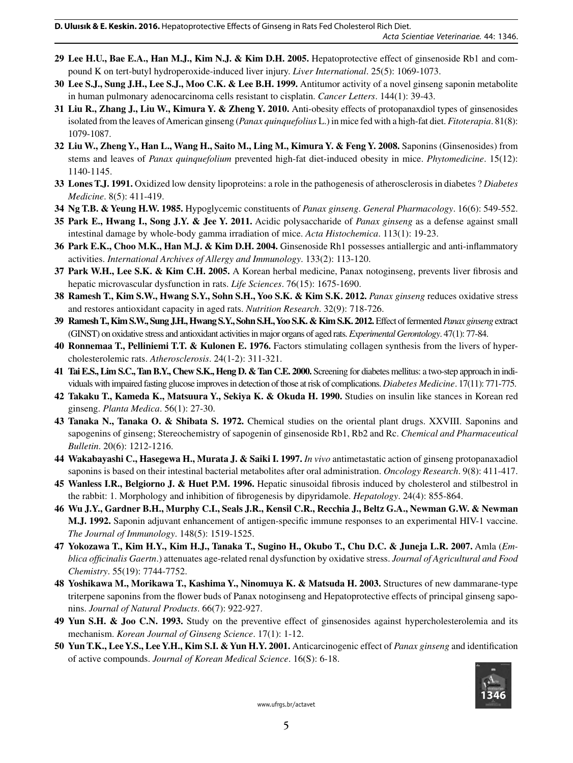**29 Lee H.U., Bae E.A., Han M.J., Kim N.J. & Kim D.H. 2005.** Hepatoprotective effect of ginsenoside Rb1 and compound K on tert-butyl hydroperoxide-induced liver injury. *Liver International*. 25(5): 1069-1073.

**30 Lee S.J., Sung J.H., Lee S.J., Moo C.K. & Lee B.H. 1999.** Antitumor activity of a novel ginseng saponin metabolite in human pulmonary adenocarcinoma cells resistant to cisplatin. *Cancer Letters*. 144(1): 39-43.

**31 Liu R., Zhang J., Liu W., Kimura Y. & Zheng Y. 2010.** Anti-obesity effects of protopanaxdiol types of ginsenosides isolated from the leaves of American ginseng (*Panax quinquefolius* L.) in mice fed with a high-fat diet. *Fitoterapia*. 81(8): 1079-1087.

**32 Liu W., Zheng Y., Han L., Wang H., Saito M., Ling M., Kimura Y. & Feng Y. 2008.** Saponins (Ginsenosides) from stems and leaves of *Panax quinquefolium* prevented high-fat diet-induced obesity in mice. *Phytomedicine*. 15(12): 1140-1145.

**33 Lones T.J. 1991.** Oxidized low density lipoproteins: a role in the pathogenesis of atherosclerosis in diabetes ? *Diabetes Medicine*. 8(5): 411-419.

**34 Ng T.B. & Yeung H.W. 1985.** Hypoglycemic constituents of *Panax ginseng*. *General Pharmacology*. 16(6): 549-552.

**35 Park E., Hwang I., Song J.Y. & Jee Y. 2011.** Acidic polysaccharide of *Panax ginseng* as a defense against small intestinal damage by whole-body gamma irradiation of mice. *Acta Histochemica*. 113(1): 19-23.

**36 Park E.K., Choo M.K., Han M.J. & Kim D.H. 2004.** Ginsenoside Rh1 possesses antiallergic and anti-inflammatory activities. *International Archives of Allergy and Immunology*. 133(2): 113-120.

**37 Park W.H., Lee S.K. & Kim C.H. 2005.** A Korean herbal medicine, Panax notoginseng, prevents liver fibrosis and hepatic microvascular dysfunction in rats. *Life Sciences*. 76(15): 1675-1690.

**38 Ramesh T., Kim S.W., Hwang S.Y., Sohn S.H., Yoo S.K. & Kim S.K. 2012.** *Panax ginseng* reduces oxidative stress and restores antioxidant capacity in aged rats. *Nutrition Research*. 32(9): 718-726.

**39 Ramesh T., Kim S.W., Sung J.H., Hwang S.Y., Sohn S.H., Yoo S.K. & Kim S.K. 2012.** Effect of fermented *Panax ginseng* extract (GINST) on oxidative stress and antioxidant activities in major organs of aged rats. *Experimental Gerontology*. 47(1): 77-84.

**40 Ronnemaa T., Pelliniemi T.T. & Kulonen E. 1976.** Factors stimulating collagen synthesis from the livers of hypercholesterolemic rats. *Atherosclerosis*. 24(1-2): 311-321.

**41 Tai E.S., Lim S.C., Tan B.Y., Chew S.K., Heng D. & Tan C.E. 2000.** Screening for diabetes mellitus: a two-step approach in individuals with impaired fasting glucose improves in detection of those at risk of complications. *Diabetes Medicine*. 17(11): 771-775.

**42 Takaku T., Kameda K., Matsuura Y., Sekiya K. & Okuda H. 1990.** Studies on insulin like stances in Korean red ginseng. *Planta Medica*. 56(1): 27-30.

**43 Tanaka N., Tanaka O. & Shibata S. 1972.** Chemical studies on the oriental plant drugs. XXVIII. Saponins and sapogenins of ginseng; Stereochemistry of sapogenin of ginsenoside Rb1, Rb2 and Rc. *Chemical and Pharmaceutical Bulletin*. 20(6): 1212-1216.

**44 Wakabayashi C., Hasegewa H., Murata J. & Saiki I. 1997.** *In vivo* antimetastatic action of ginseng protopanaxadiol saponins is based on their intestinal bacterial metabolites after oral administration. *Oncology Research*. 9(8): 411-417.

**45 Wanless I.R., Belgiorno J. & Huet P.M. 1996.** Hepatic sinusoidal fibrosis induced by cholesterol and stilbestrol in the rabbit: 1. Morphology and inhibition of fibrogenesis by dipyridamole. *Hepatology*. 24(4): 855-864.

**46 Wu J.Y., Gardner B.H., Murphy C.I., Seals J.R., Kensil C.R., Recchia J., Beltz G.A., Newman G.W. & Newman M.J. 1992.** Saponin adjuvant enhancement of antigen-specific immune responses to an experimental HIV-1 vaccine. *The Journal of Immunology*. 148(5): 1519-1525.

**47 Yokozawa T., Kim H.Y., Kim H.J., Tanaka T., Sugino H., Okubo T., Chu D.C. & Juneja L.R. 2007.** Amla (*Emblica officinalis Gaertn*.) attenuates age-related renal dysfunction by oxidative stress. *Journal of Agricultural and Food Chemistry*. 55(19): 7744-7752.

**48 Yoshikawa M., Morikawa T., Kashima Y., Ninomuya K. & Matsuda H. 2003.** Structures of new dammarane-type triterpene saponins from the flower buds of Panax notoginseng and Hepatoprotective effects of principal ginseng saponins. *Journal of Natural Products*. 66(7): 922-927.

**49 Yun S.H. & Joo C.N. 1993.** Study on the preventive effect of ginsenosides against hypercholesterolemia and its mechanism. *Korean Journal of Ginseng Science*. 17(1): 1-12.

**50 Yun T.K., Lee Y.S., Lee Y.H., Kim S.I. & Yun H.Y. 2001.** Anticarcinogenic effect of *Panax ginseng* and identification of active compounds. *Journal of Korean Medical Science*. 16(S): 6-18.